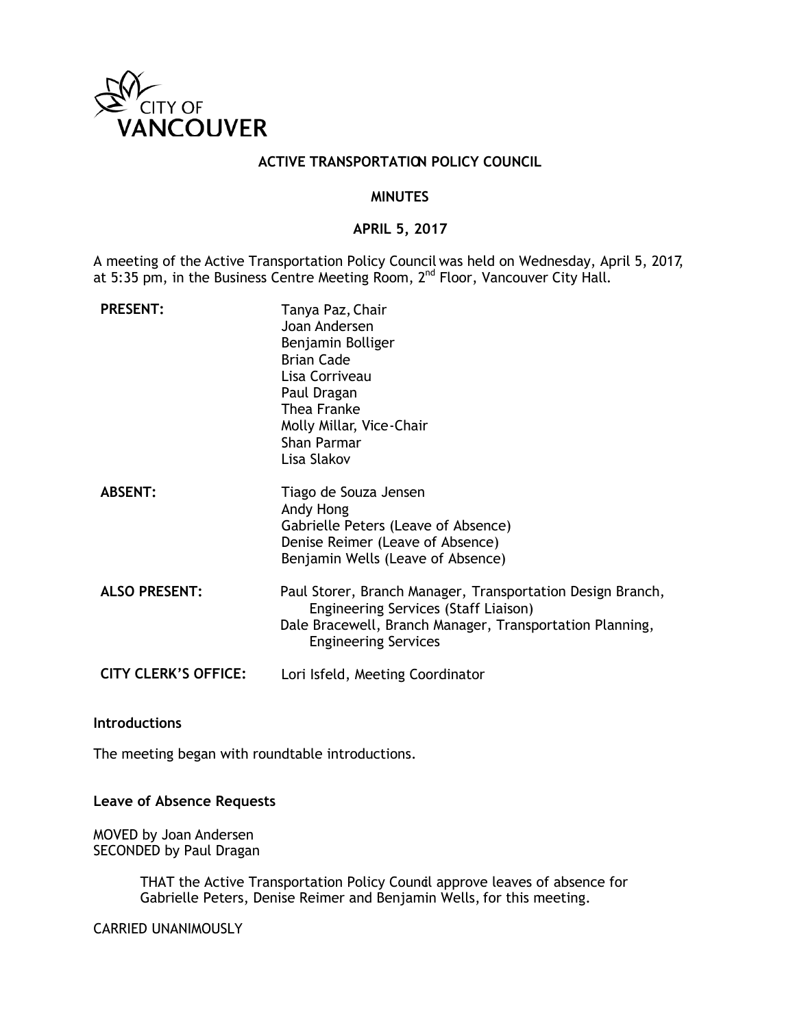CITY OF VANCOUVER

# ACTIVE TRANSPORTATION POLICY COUNCIL

## MINUTES

## APRIL 5, 2017

A meeting of the Active Transportation Policy Council was held on Wednesday, April 5, 2017, at 5:35 pm, in the Business Centre Meeting Room, 2nd Floor, Vancouver City Hall.

| | |
|---|---|
| **PRESENT:** | Tanya Paz, Chair<br>Joan Andersen<br>Benjamin Bolliger<br>Brian Cade<br>Lisa Corriveau<br>Paul Dragan<br>Thea Franke<br>Molly Millar, Vice-Chair<br>Shan Parmar<br>Lisa Slakov |
| **ABSENT:** | Tiago de Souza Jensen<br>Andy Hong<br>Gabrielle Peters (Leave of Absence)<br>Denise Reimer (Leave of Absence)<br>Benjamin Wells (Leave of Absence) |
| **ALSO PRESENT:** | Paul Storer, Branch Manager, Transportation Design Branch, Engineering Services (Staff Liaison)<br>Dale Bracewell, Branch Manager, Transportation Planning, Engineering Services |
| **CITY CLERK'S OFFICE:** | Lori Isfeld, Meeting Coordinator |

**Introductions**

The meeting began with roundtable introductions.

**Leave of Absence Requests**

MOVED by Joan Andersen
SECONDED by Paul Dragan

> THAT the Active Transportation Policy Council approve leaves of absence for Gabrielle Peters, Denise Reimer and Benjamin Wells, for this meeting.

CARRIED UNANIMOUSLY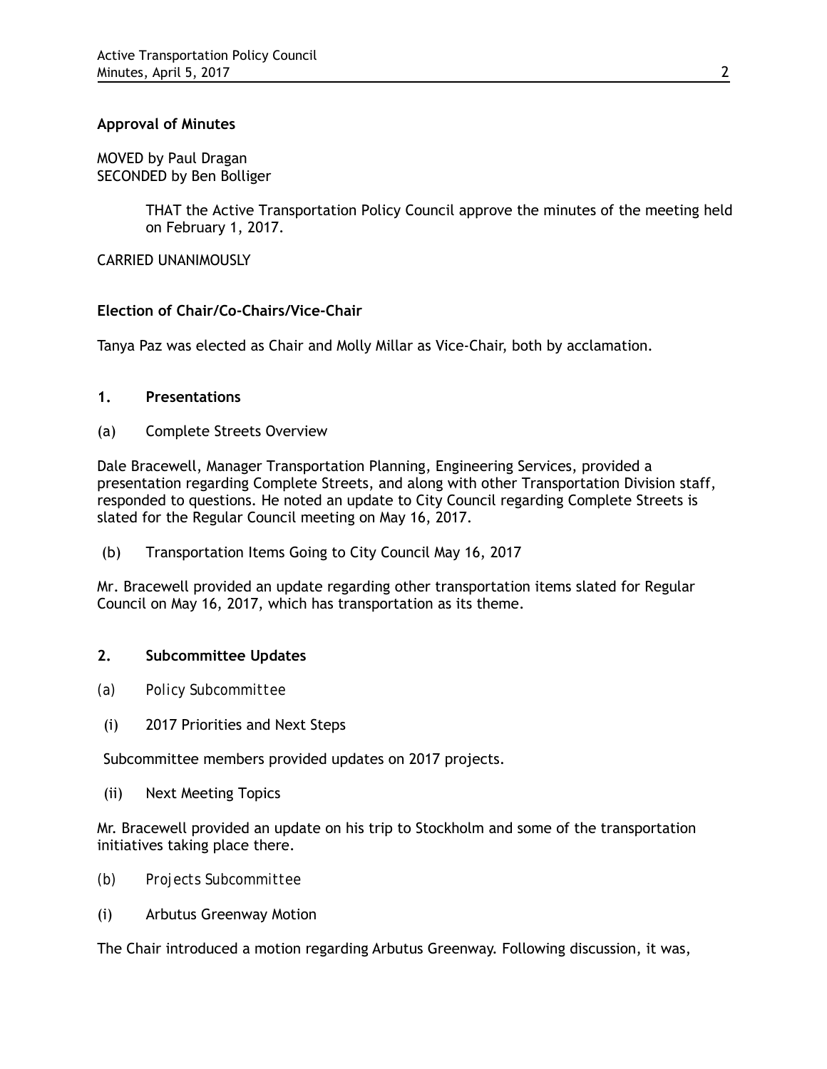**Approval of Minutes**

MOVED by Paul Dragan
SECONDED by Ben Bolliger

> THAT the Active Transportation Policy Council approve the minutes of the meeting held on February 1, 2017.

CARRIED UNANIMOUSLY

**Election of Chair/Co-Chairs/Vice-Chair**

Tanya Paz was elected as Chair and Molly Millar as Vice-Chair, both by acclamation.

**1. Presentations**

(a) Complete Streets Overview

Dale Bracewell, Manager Transportation Planning, Engineering Services, provided a presentation regarding Complete Streets, and along with other Transportation Division staff, responded to questions. He noted an update to City Council regarding Complete Streets is slated for the Regular Council meeting on May 16, 2017.

(b) Transportation Items Going to City Council May 16, 2017

Mr. Bracewell provided an update regarding other transportation items slated for Regular Council on May 16, 2017, which has transportation as its theme.

**2. Subcommittee Updates**

(a) *Policy Subcommittee*

(i) 2017 Priorities and Next Steps

Subcommittee members provided updates on 2017 projects.

(ii) Next Meeting Topics

Mr. Bracewell provided an update on his trip to Stockholm and some of the transportation initiatives taking place there.

(b) *Projects Subcommittee*

(i) Arbutus Greenway Motion

The Chair introduced a motion regarding Arbutus Greenway. Following discussion, it was,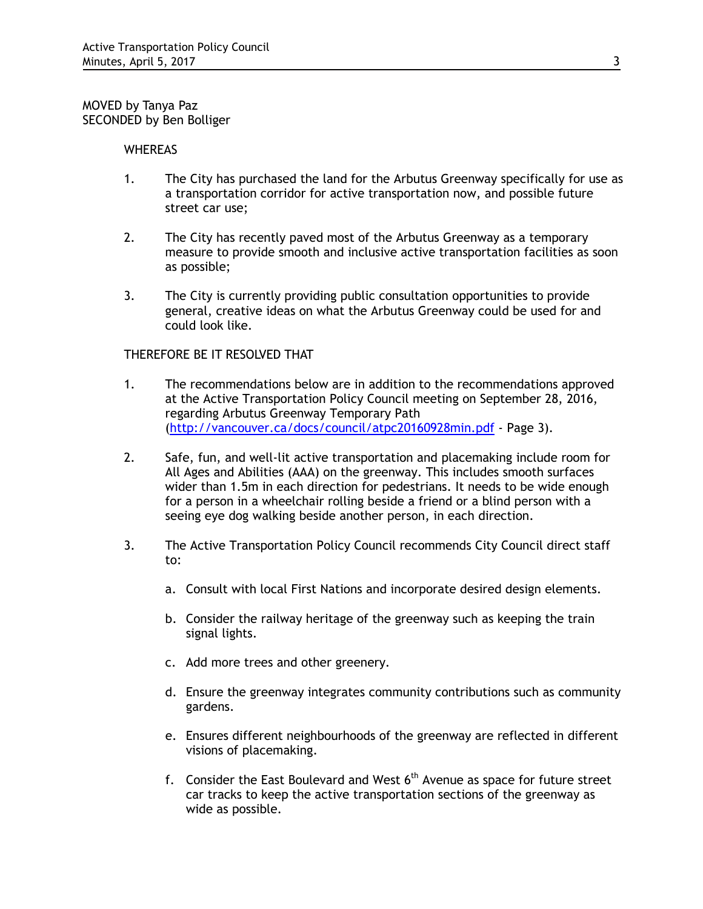MOVED by Tanya Paz
SECONDED by Ben Bolliger

WHEREAS

1. The City has purchased the land for the Arbutus Greenway specifically for use as a transportation corridor for active transportation now, and possible future street car use;

2. The City has recently paved most of the Arbutus Greenway as a temporary measure to provide smooth and inclusive active transportation facilities as soon as possible;

3. The City is currently providing public consultation opportunities to provide general, creative ideas on what the Arbutus Greenway could be used for and could look like.

THEREFORE BE IT RESOLVED THAT

1. The recommendations below are in addition to the recommendations approved at the Active Transportation Policy Council meeting on September 28, 2016, regarding Arbutus Greenway Temporary Path (http://vancouver.ca/docs/council/atpc20160928min.pdf - Page 3).

2. Safe, fun, and well-lit active transportation and placemaking include room for All Ages and Abilities (AAA) on the greenway. This includes smooth surfaces wider than 1.5m in each direction for pedestrians. It needs to be wide enough for a person in a wheelchair rolling beside a friend or a blind person with a seeing eye dog walking beside another person, in each direction.

3. The Active Transportation Policy Council recommends City Council direct staff to:

   a. Consult with local First Nations and incorporate desired design elements.

   b. Consider the railway heritage of the greenway such as keeping the train signal lights.

   c. Add more trees and other greenery.

   d. Ensure the greenway integrates community contributions such as community gardens.

   e. Ensures different neighbourhoods of the greenway are reflected in different visions of placemaking.

   f. Consider the East Boulevard and West 6th Avenue as space for future street car tracks to keep the active transportation sections of the greenway as wide as possible.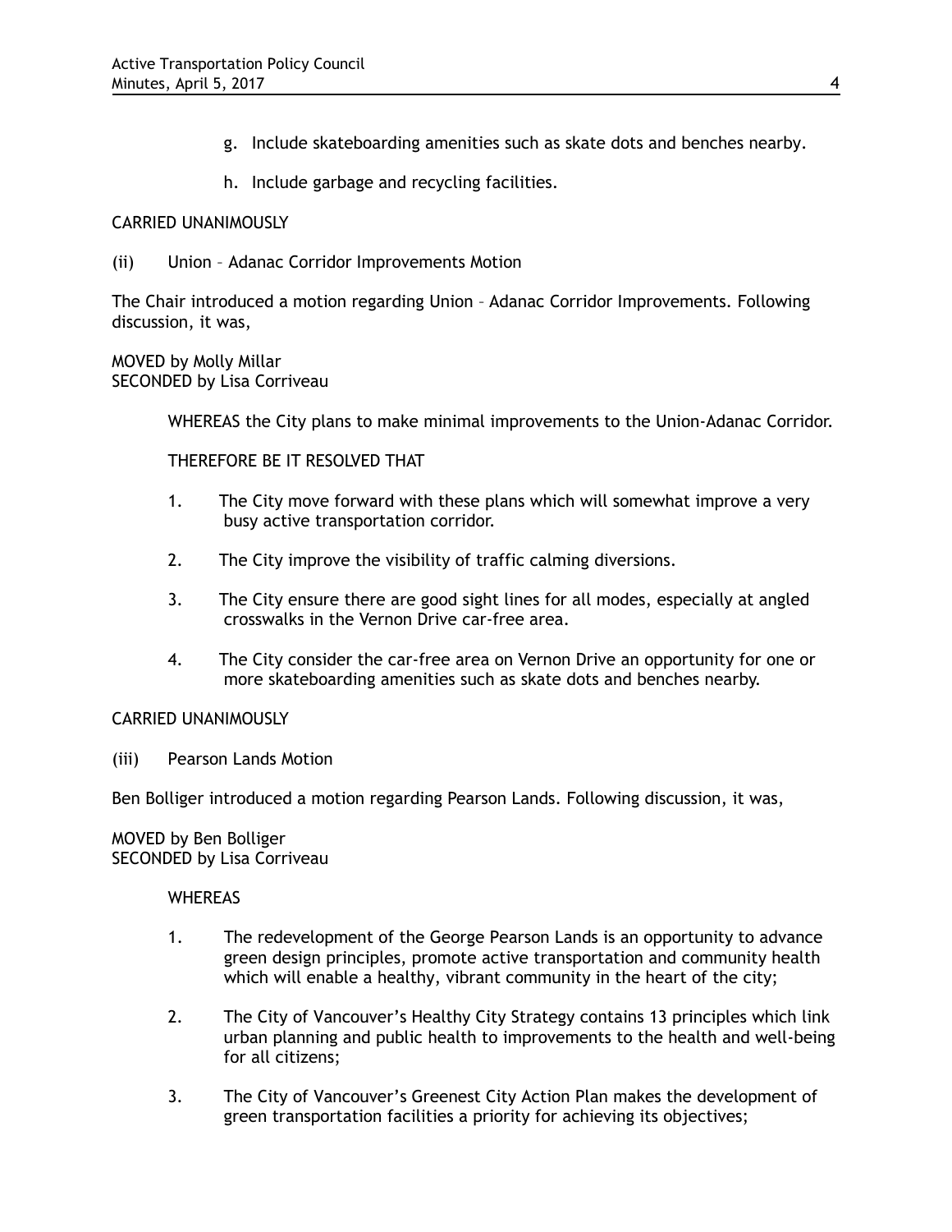g. Include skateboarding amenities such as skate dots and benches nearby.

h. Include garbage and recycling facilities.

CARRIED UNANIMOUSLY

(ii) Union – Adanac Corridor Improvements Motion

The Chair introduced a motion regarding Union – Adanac Corridor Improvements. Following discussion, it was,

MOVED by Molly Millar
SECONDED by Lisa Corriveau

> WHEREAS the City plans to make minimal improvements to the Union-Adanac Corridor.
>
> THEREFORE BE IT RESOLVED THAT
>
> 1. The City move forward with these plans which will somewhat improve a very busy active transportation corridor.
> 2. The City improve the visibility of traffic calming diversions.
> 3. The City ensure there are good sight lines for all modes, especially at angled crosswalks in the Vernon Drive car-free area.
> 4. The City consider the car-free area on Vernon Drive an opportunity for one or more skateboarding amenities such as skate dots and benches nearby.

CARRIED UNANIMOUSLY

(iii) Pearson Lands Motion

Ben Bolliger introduced a motion regarding Pearson Lands. Following discussion, it was,

MOVED by Ben Bolliger
SECONDED by Lisa Corriveau

> WHEREAS
>
> 1. The redevelopment of the George Pearson Lands is an opportunity to advance green design principles, promote active transportation and community health which will enable a healthy, vibrant community in the heart of the city;
> 2. The City of Vancouver's Healthy City Strategy contains 13 principles which link urban planning and public health to improvements to the health and well-being for all citizens;
> 3. The City of Vancouver's Greenest City Action Plan makes the development of green transportation facilities a priority for achieving its objectives;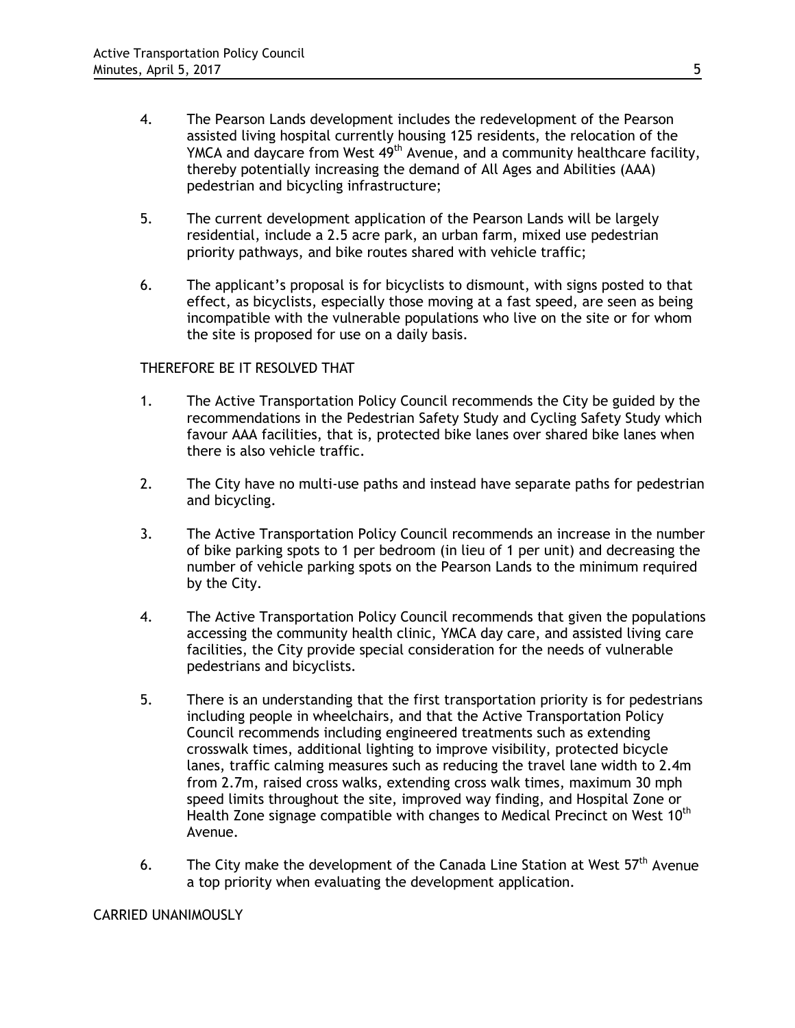4. The Pearson Lands development includes the redevelopment of the Pearson assisted living hospital currently housing 125 residents, the relocation of the YMCA and daycare from West 49th Avenue, and a community healthcare facility, thereby potentially increasing the demand of All Ages and Abilities (AAA) pedestrian and bicycling infrastructure;

5. The current development application of the Pearson Lands will be largely residential, include a 2.5 acre park, an urban farm, mixed use pedestrian priority pathways, and bike routes shared with vehicle traffic;

6. The applicant's proposal is for bicyclists to dismount, with signs posted to that effect, as bicyclists, especially those moving at a fast speed, are seen as being incompatible with the vulnerable populations who live on the site or for whom the site is proposed for use on a daily basis.

THEREFORE BE IT RESOLVED THAT

1. The Active Transportation Policy Council recommends the City be guided by the recommendations in the Pedestrian Safety Study and Cycling Safety Study which favour AAA facilities, that is, protected bike lanes over shared bike lanes when there is also vehicle traffic.

2. The City have no multi-use paths and instead have separate paths for pedestrian and bicycling.

3. The Active Transportation Policy Council recommends an increase in the number of bike parking spots to 1 per bedroom (in lieu of 1 per unit) and decreasing the number of vehicle parking spots on the Pearson Lands to the minimum required by the City.

4. The Active Transportation Policy Council recommends that given the populations accessing the community health clinic, YMCA day care, and assisted living care facilities, the City provide special consideration for the needs of vulnerable pedestrians and bicyclists.

5. There is an understanding that the first transportation priority is for pedestrians including people in wheelchairs, and that the Active Transportation Policy Council recommends including engineered treatments such as extending crosswalk times, additional lighting to improve visibility, protected bicycle lanes, traffic calming measures such as reducing the travel lane width to 2.4m from 2.7m, raised cross walks, extending cross walk times, maximum 30 mph speed limits throughout the site, improved way finding, and Hospital Zone or Health Zone signage compatible with changes to Medical Precinct on West 10th Avenue.

6. The City make the development of the Canada Line Station at West 57th Avenue a top priority when evaluating the development application.

CARRIED UNANIMOUSLY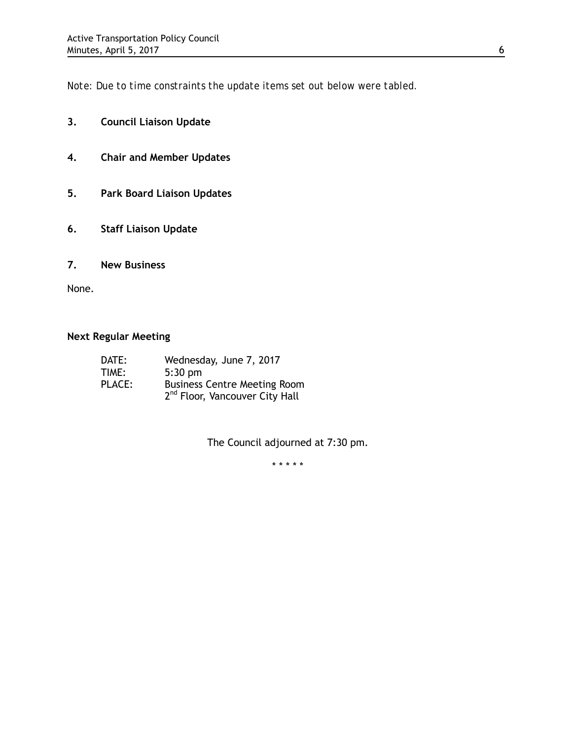*Note: Due to time constraints the update items set out below were tabled.*

### 3. Council Liaison Update

### 4. Chair and Member Updates

### 5. Park Board Liaison Updates

### 6. Staff Liaison Update

### 7. New Business

None.

**Next Regular Meeting**

| | |
|---|---|
| DATE: | Wednesday, June 7, 2017 |
| TIME: | 5:30 pm |
| PLACE: | Business Centre Meeting Room<br>2nd Floor, Vancouver City Hall |

The Council adjourned at 7:30 pm.

\* \* \* \* \*